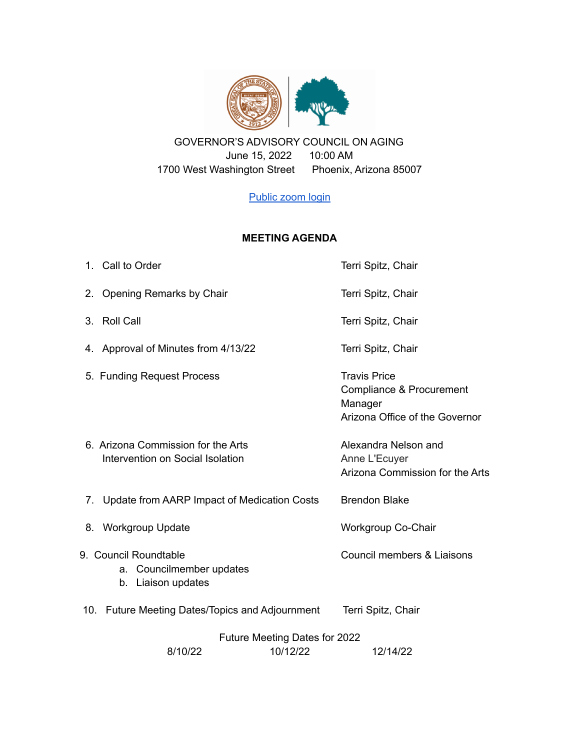GOVERNOR'S ADVISORY COUNCIL ON AGING
June 15, 2022 10:00 AM
1700 West Washington Street Phoenix, Arizona 85007

[Public zoom login]

**MEETING AGENDA**

| Item | Presenter |
|---|---|
| 1. Call to Order | Terri Spitz, Chair |
| 2. Opening Remarks by Chair | Terri Spitz, Chair |
| 3. Roll Call | Terri Spitz, Chair |
| 4. Approval of Minutes from 4/13/22 | Terri Spitz, Chair |
| 5. Funding Request Process | Travis Price, Compliance & Procurement Manager, Arizona Office of the Governor |
| 6. Arizona Commission for the Arts Intervention on Social Isolation | Alexandra Nelson and Anne L'Ecuyer, Arizona Commission for the Arts |
| 7. Update from AARP Impact of Medication Costs | Brendon Blake |
| 8. Workgroup Update | Workgroup Co-Chair |
| 9. Council Roundtable<br>a. Councilmember updates<br>b. Liaison updates | Council members & Liaisons |
| 10. Future Meeting Dates/Topics and Adjournment | Terri Spitz, Chair |

Future Meeting Dates for 2022

8/10/22 10/12/22 12/14/22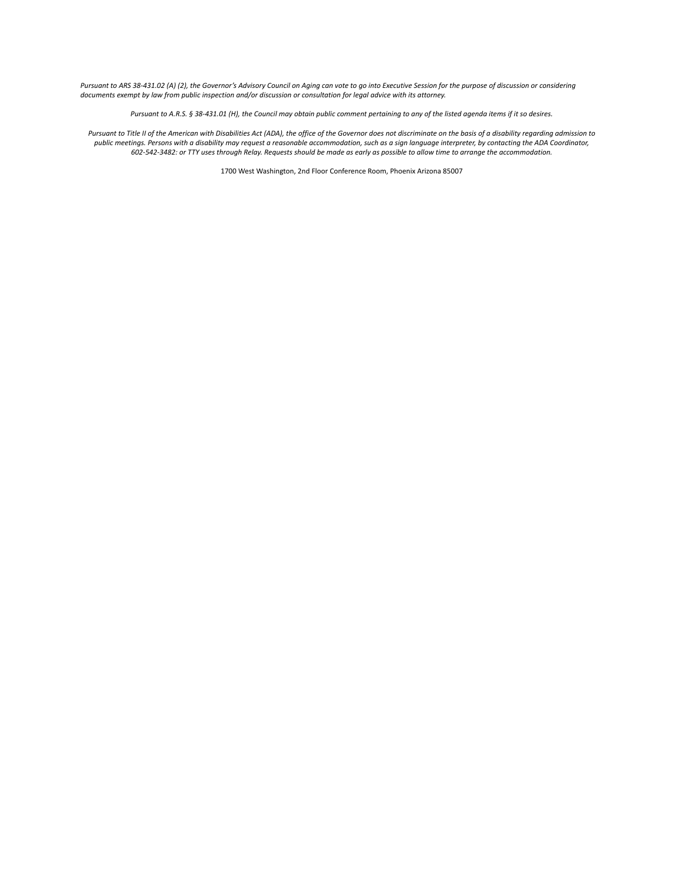*Pursuant to ARS 38-431.02 (A) (2), the Governor's Advisory Council on Aging can vote to go into Executive Session for the purpose of discussion or considering documents exempt by law from public inspection and/or discussion or consultation for legal advice with its attorney.*

*Pursuant to A.R.S. § 38-431.01 (H), the Council may obtain public comment pertaining to any of the listed agenda items if it so desires.*

*Pursuant to Title II of the American with Disabilities Act (ADA), the office of the Governor does not discriminate on the basis of a disability regarding admission to public meetings. Persons with a disability may request a reasonable accommodation, such as a sign language interpreter, by contacting the ADA Coordinator, 602-542-3482: or TTY uses through Relay. Requests should be made as early as possible to allow time to arrange the accommodation.*

1700 West Washington, 2nd Floor Conference Room, Phoenix Arizona 85007